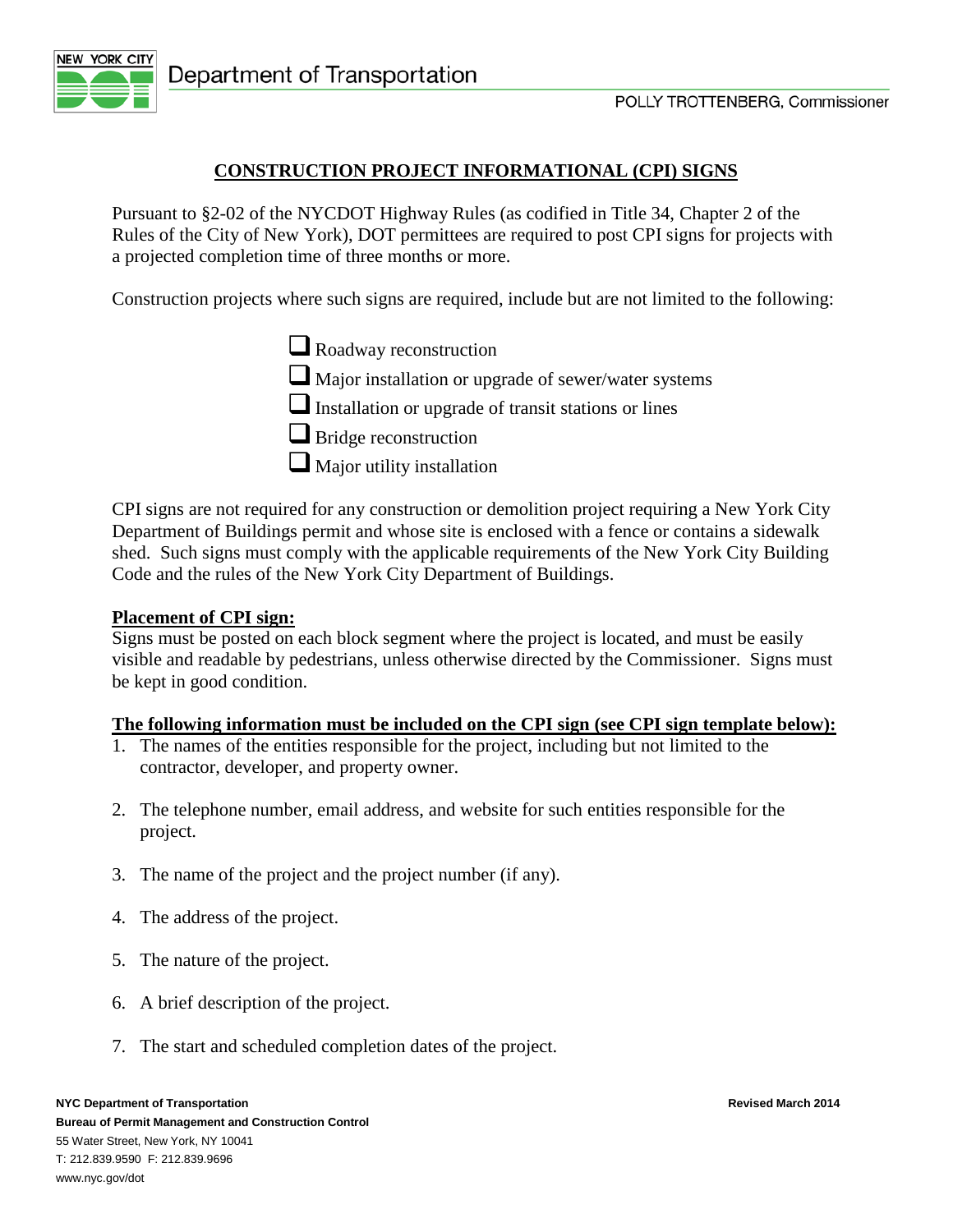Department of Transportation

POLLY TROTTENBERG, Commissioner

# CONSTRUCTION PROJECT INFORMATIONAL (CPI) SIGNS

Pursuant to §2-02 of the NYCDOT Highway Rules (as codified in Title 34, Chapter 2 of the Rules of the City of New York), DOT permittees are required to post CPI signs for projects with a projected completion time of three months or more.

Construction projects where such signs are required, include but are not limited to the following:

- ☐ Roadway reconstruction
- ☐ Major installation or upgrade of sewer/water systems
- ☐ Installation or upgrade of transit stations or lines
- ☐ Bridge reconstruction
- ☐ Major utility installation

CPI signs are not required for any construction or demolition project requiring a New York City Department of Buildings permit and whose site is enclosed with a fence or contains a sidewalk shed. Such signs must comply with the applicable requirements of the New York City Building Code and the rules of the New York City Department of Buildings.

## Placement of CPI sign:

Signs must be posted on each block segment where the project is located, and must be easily visible and readable by pedestrians, unless otherwise directed by the Commissioner. Signs must be kept in good condition.

## The following information must be included on the CPI sign (see CPI sign template below):

1. The names of the entities responsible for the project, including but not limited to the contractor, developer, and property owner.

2. The telephone number, email address, and website for such entities responsible for the project.

3. The name of the project and the project number (if any).

4. The address of the project.

5. The nature of the project.

6. A brief description of the project.

7. The start and scheduled completion dates of the project.

**NYC Department of Transportation**
**Bureau of Permit Management and Construction Control**
55 Water Street, New York, NY 10041
T: 212.839.9590 F: 212.839.9696
www.nyc.gov/dot

**Revised March 2014**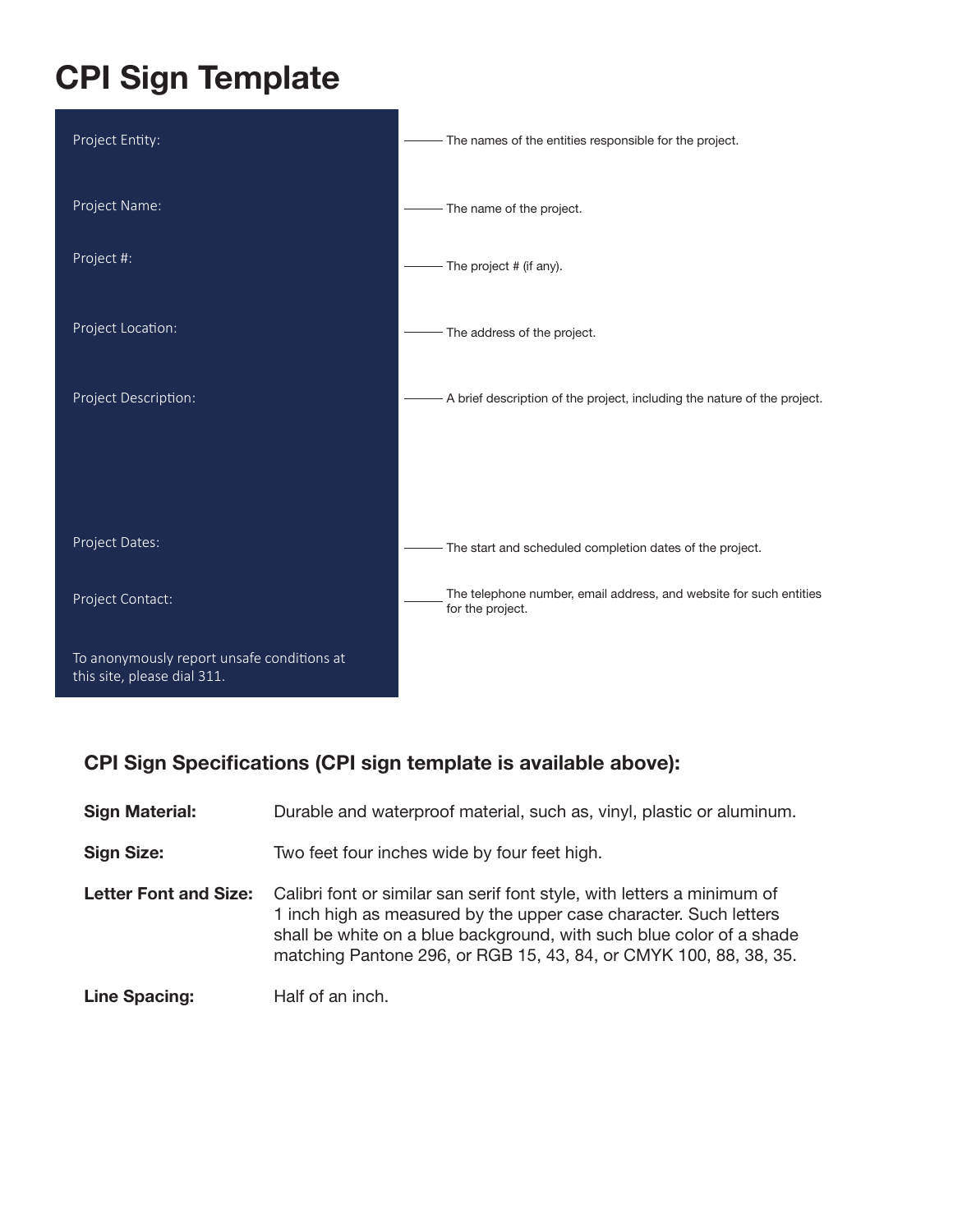# CPI Sign Template

| | |
|---|---|
| Project Entity: | The names of the entities responsible for the project. |
| Project Name: | The name of the project. |
| Project #: | The project # (if any). |
| Project Location: | The address of the project. |
| Project Description: | A brief description of the project, including the nature of the project. |
| Project Dates: | The start and scheduled completion dates of the project. |
| Project Contact: | The telephone number, email address, and website for such entities for the project. |
| To anonymously report unsafe conditions at this site, please dial 311. | |

### CPI Sign Specifications (CPI sign template is available above):

**Sign Material:** Durable and waterproof material, such as, vinyl, plastic or aluminum.

**Sign Size:** Two feet four inches wide by four feet high.

**Letter Font and Size:** Calibri font or similar san serif font style, with letters a minimum of 1 inch high as measured by the upper case character. Such letters shall be white on a blue background, with such blue color of a shade matching Pantone 296, or RGB 15, 43, 84, or CMYK 100, 88, 38, 35.

**Line Spacing:** Half of an inch.